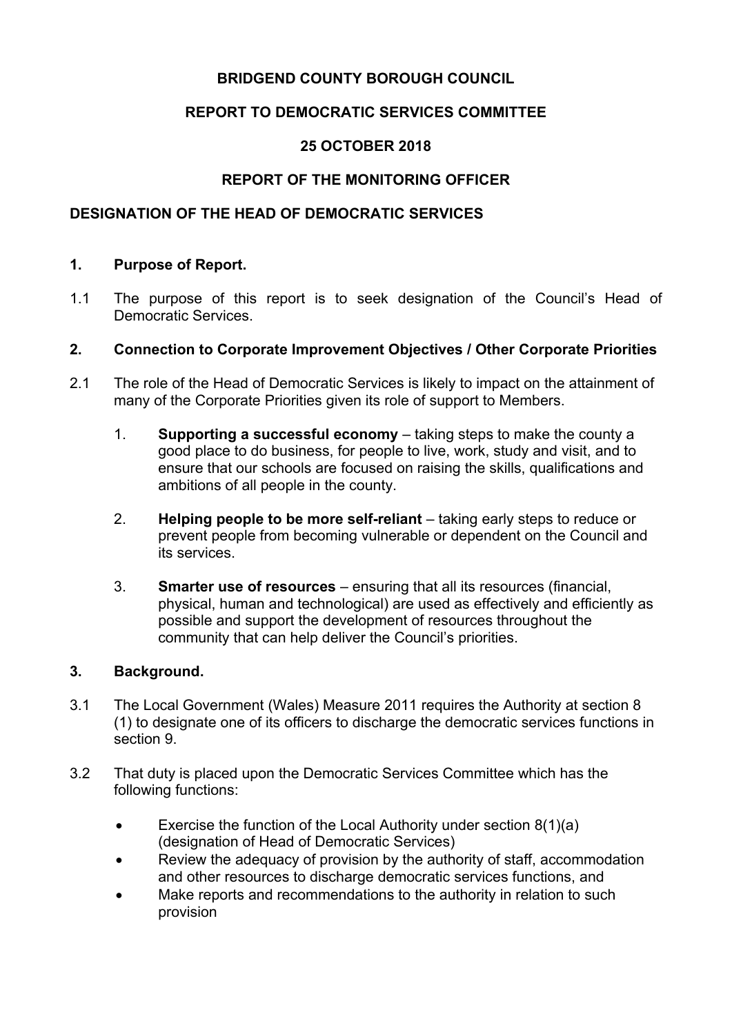**BRIDGEND COUNTY BOROUGH COUNCIL**

**REPORT TO DEMOCRATIC SERVICES COMMITTEE**

**25 OCTOBER 2018**

**REPORT OF THE MONITORING OFFICER**

**DESIGNATION OF THE HEAD OF DEMOCRATIC SERVICES**

## 1. Purpose of Report.

1.1 The purpose of this report is to seek designation of the Council's Head of Democratic Services.

## 2. Connection to Corporate Improvement Objectives / Other Corporate Priorities

2.1 The role of the Head of Democratic Services is likely to impact on the attainment of many of the Corporate Priorities given its role of support to Members.

1. **Supporting a successful economy** – taking steps to make the county a good place to do business, for people to live, work, study and visit, and to ensure that our schools are focused on raising the skills, qualifications and ambitions of all people in the county.

2. **Helping people to be more self-reliant** – taking early steps to reduce or prevent people from becoming vulnerable or dependent on the Council and its services.

3. **Smarter use of resources** – ensuring that all its resources (financial, physical, human and technological) are used as effectively and efficiently as possible and support the development of resources throughout the community that can help deliver the Council's priorities.

## 3. Background.

3.1 The Local Government (Wales) Measure 2011 requires the Authority at section 8 (1) to designate one of its officers to discharge the democratic services functions in section 9.

3.2 That duty is placed upon the Democratic Services Committee which has the following functions:

- Exercise the function of the Local Authority under section 8(1)(a) (designation of Head of Democratic Services)
- Review the adequacy of provision by the authority of staff, accommodation and other resources to discharge democratic services functions, and
- Make reports and recommendations to the authority in relation to such provision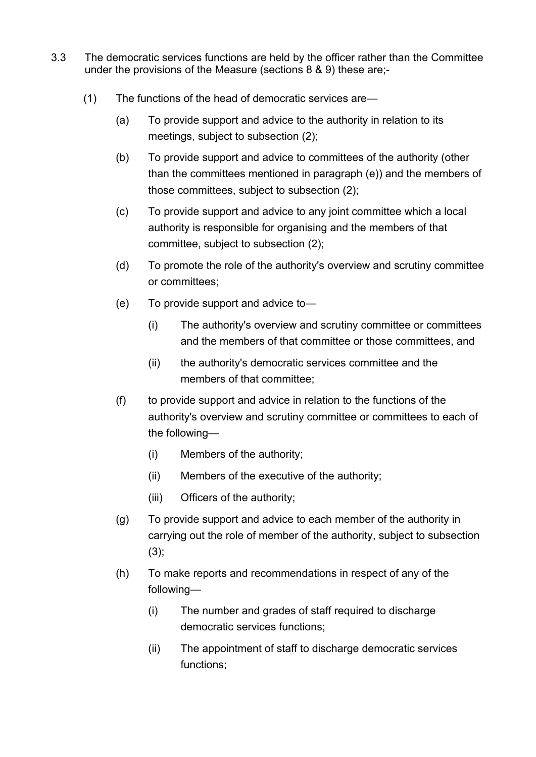3.3 The democratic services functions are held by the officer rather than the Committee under the provisions of the Measure (sections 8 & 9) these are;-

(1) The functions of the head of democratic services are—

(a) To provide support and advice to the authority in relation to its meetings, subject to subsection (2);

(b) To provide support and advice to committees of the authority (other than the committees mentioned in paragraph (e)) and the members of those committees, subject to subsection (2);

(c) To provide support and advice to any joint committee which a local authority is responsible for organising and the members of that committee, subject to subsection (2);

(d) To promote the role of the authority's overview and scrutiny committee or committees;

(e) To provide support and advice to—

(i) The authority's overview and scrutiny committee or committees and the members of that committee or those committees, and

(ii) the authority's democratic services committee and the members of that committee;

(f) to provide support and advice in relation to the functions of the authority's overview and scrutiny committee or committees to each of the following—

(i) Members of the authority;

(ii) Members of the executive of the authority;

(iii) Officers of the authority;

(g) To provide support and advice to each member of the authority in carrying out the role of member of the authority, subject to subsection (3);

(h) To make reports and recommendations in respect of any of the following—

(i) The number and grades of staff required to discharge democratic services functions;

(ii) The appointment of staff to discharge democratic services functions;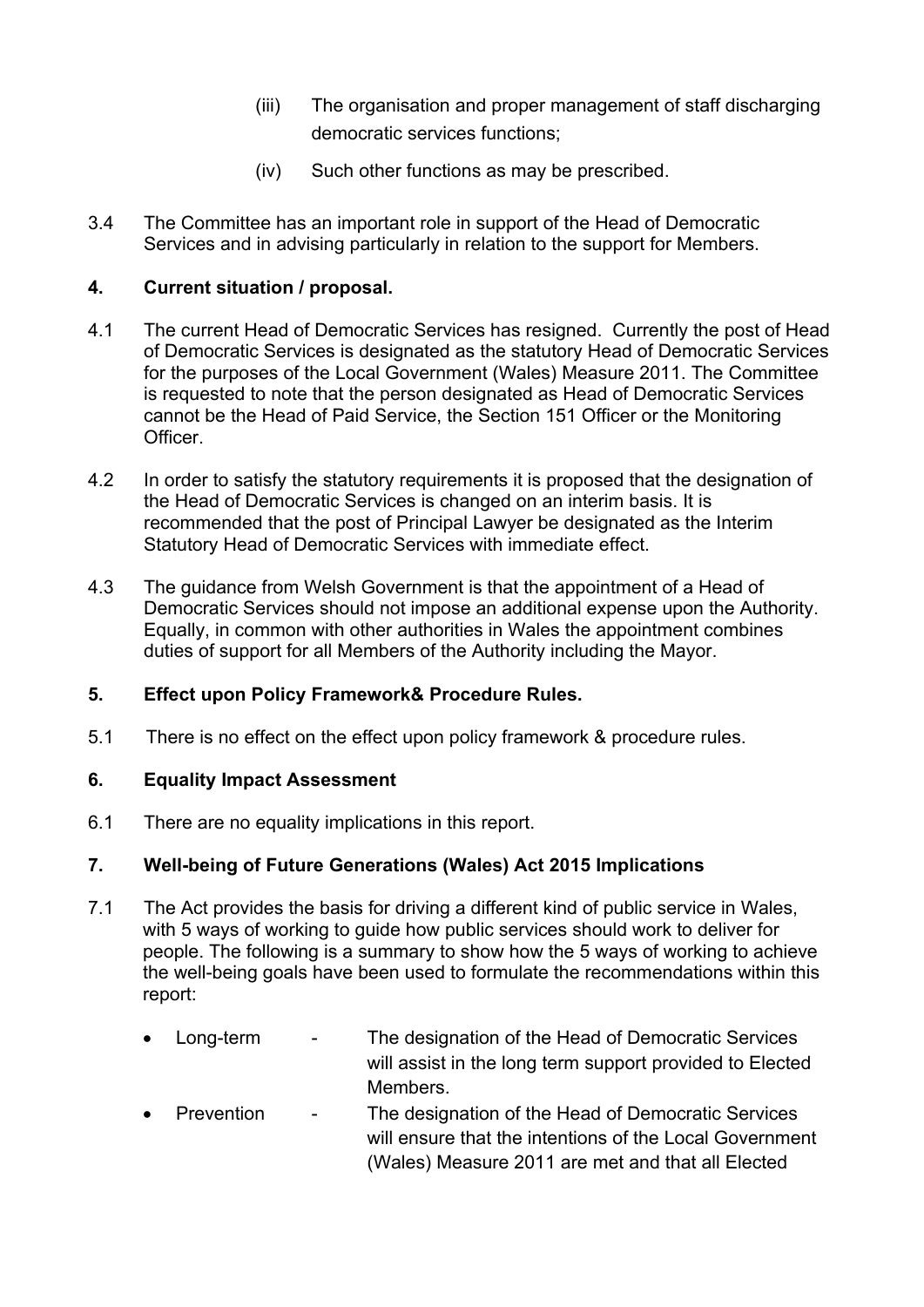(iii) The organisation and proper management of staff discharging democratic services functions;

(iv) Such other functions as may be prescribed.

3.4 The Committee has an important role in support of the Head of Democratic Services and in advising particularly in relation to the support for Members.

## 4. Current situation / proposal.

4.1 The current Head of Democratic Services has resigned. Currently the post of Head of Democratic Services is designated as the statutory Head of Democratic Services for the purposes of the Local Government (Wales) Measure 2011. The Committee is requested to note that the person designated as Head of Democratic Services cannot be the Head of Paid Service, the Section 151 Officer or the Monitoring Officer.

4.2 In order to satisfy the statutory requirements it is proposed that the designation of the Head of Democratic Services is changed on an interim basis. It is recommended that the post of Principal Lawyer be designated as the Interim Statutory Head of Democratic Services with immediate effect.

4.3 The guidance from Welsh Government is that the appointment of a Head of Democratic Services should not impose an additional expense upon the Authority. Equally, in common with other authorities in Wales the appointment combines duties of support for all Members of the Authority including the Mayor.

## 5. Effect upon Policy Framework& Procedure Rules.

5.1 There is no effect on the effect upon policy framework & procedure rules.

## 6. Equality Impact Assessment

6.1 There are no equality implications in this report.

## 7. Well-being of Future Generations (Wales) Act 2015 Implications

7.1 The Act provides the basis for driving a different kind of public service in Wales, with 5 ways of working to guide how public services should work to deliver for people. The following is a summary to show how the 5 ways of working to achieve the well-being goals have been used to formulate the recommendations within this report:

- Long-term - The designation of the Head of Democratic Services will assist in the long term support provided to Elected Members.
- Prevention - The designation of the Head of Democratic Services will ensure that the intentions of the Local Government (Wales) Measure 2011 are met and that all Elected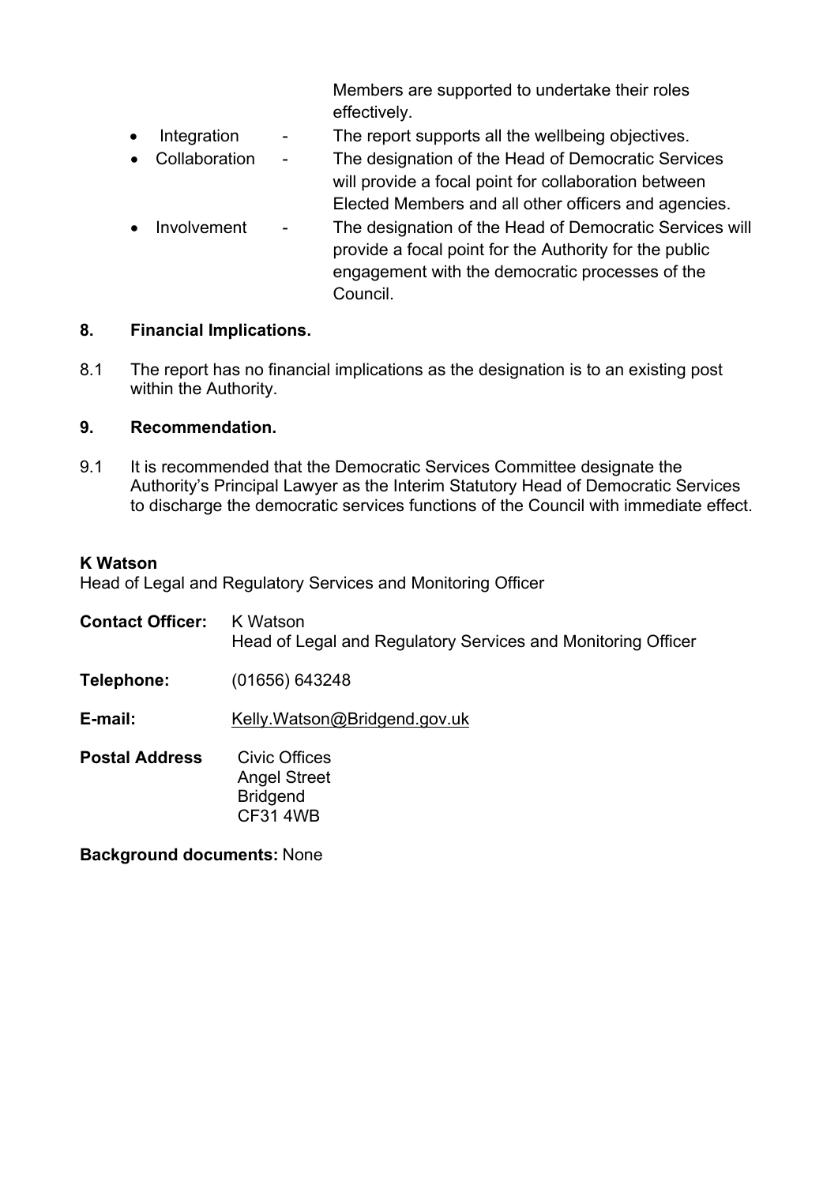Members are supported to undertake their roles effectively.

- Integration - The report supports all the wellbeing objectives.
- Collaboration - The designation of the Head of Democratic Services will provide a focal point for collaboration between Elected Members and all other officers and agencies.
- Involvement - The designation of the Head of Democratic Services will provide a focal point for the Authority for the public engagement with the democratic processes of the Council.

## 8. Financial Implications.

8.1 The report has no financial implications as the designation is to an existing post within the Authority.

## 9. Recommendation.

9.1 It is recommended that the Democratic Services Committee designate the Authority's Principal Lawyer as the Interim Statutory Head of Democratic Services to discharge the democratic services functions of the Council with immediate effect.

**K Watson**
Head of Legal and Regulatory Services and Monitoring Officer

**Contact Officer:** K Watson
Head of Legal and Regulatory Services and Monitoring Officer

**Telephone:** (01656) 643248

**E-mail:** Kelly.Watson@Bridgend.gov.uk

**Postal Address** Civic Offices
Angel Street
Bridgend
CF31 4WB

**Background documents:** None